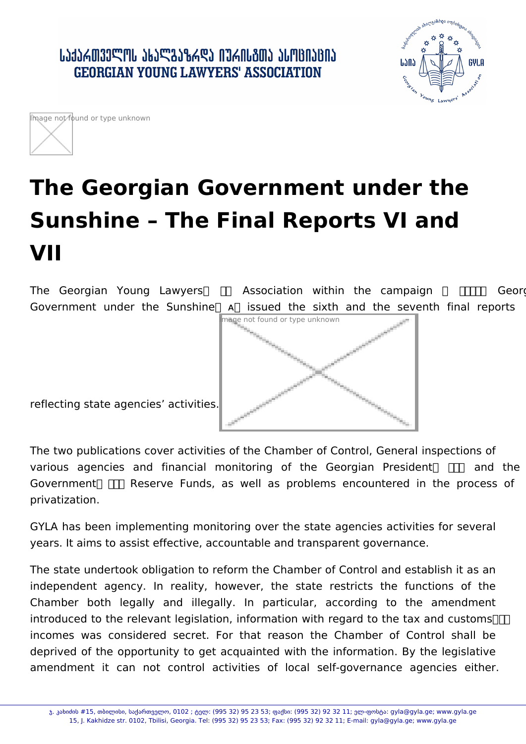# The Georgian Government under the Sunshine – The Final Reports VI and VII

The Georgian Young Lawyers' Association within the campaign "Georgian Government under the Sunshine" issued the sixth and the seventh final reports reflecting state agencies' activities.

The two publications cover activities of the Chamber of Control, General inspections of various agencies and financial monitoring of the Georgian President's and the Government's Reserve Funds, as well as problems encountered in the process of privatization.

GYLA has been implementing monitoring over the state agencies activities for several years. It aims to assist effective, accountable and transparent governance.

The state undertook obligation to reform the Chamber of Control and establish it as an independent agency. In reality, however, the state restricts the functions of the Chamber both legally and illegally. In particular, according to the amendment introduced to the relevant legislation, information with regard to the tax and customs' incomes was considered secret. For that reason the Chamber of Control shall be deprived of the opportunity to get acquainted with the information. By the legislative amendment it can not control activities of local self-governance agencies either.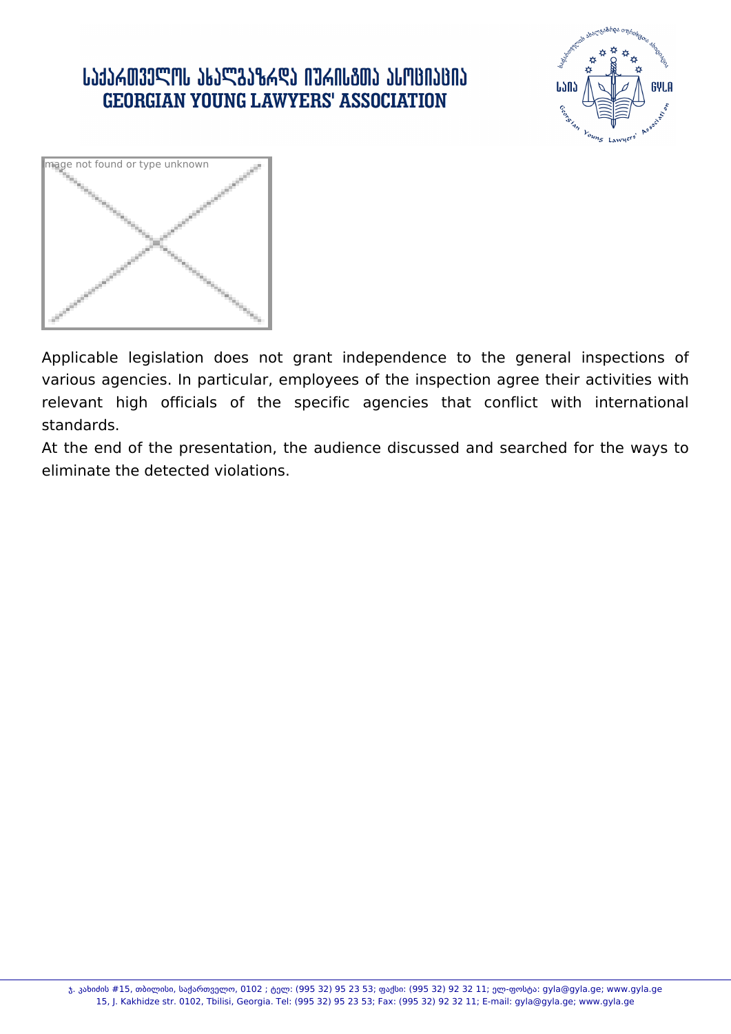Applicable legislation does not grant independence to the general inspections of various agencies. In particular, employees of the inspection agree their activities with relevant high officials of the specific agencies that conflict with international standards.

At the end of the presentation, the audience discussed and searched for the ways to eliminate the detected violations.